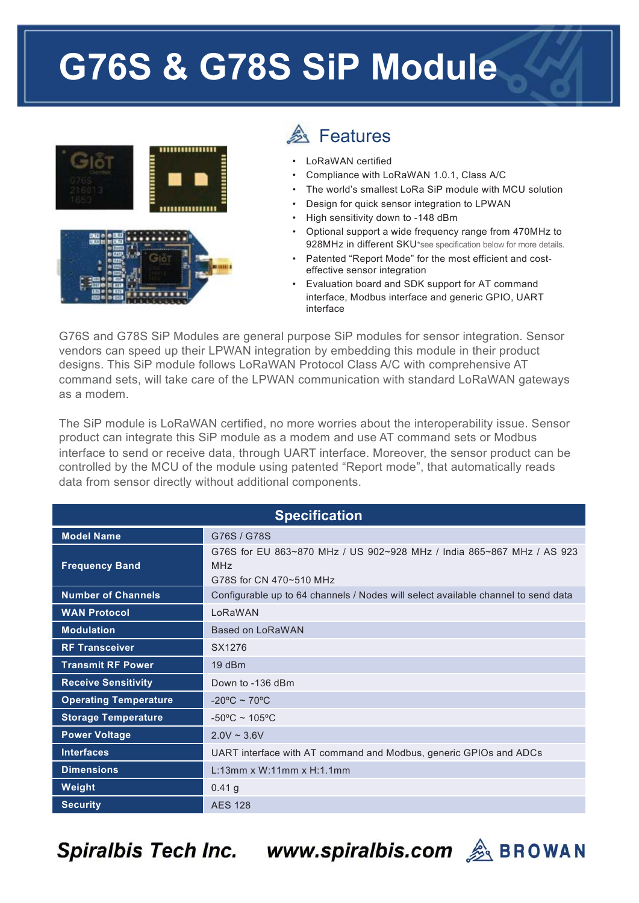# G76S & G78S SiP Module

## Features

- LoRaWAN certified
- Compliance with LoRaWAN 1.0.1, Class A/C
- The world's smallest LoRa SiP module with MCU solution
- Design for quick sensor integration to LPWAN
- High sensitivity down to -148 dBm
- Optional support a wide frequency range from 470MHz to 928MHz in different SKU*see specification below for more details.
- Patented "Report Mode" for the most efficient and cost-effective sensor integration
- Evaluation board and SDK support for AT command interface, Modbus interface and generic GPIO, UART interface

G76S and G78S SiP Modules are general purpose SiP modules for sensor integration. Sensor vendors can speed up their LPWAN integration by embedding this module in their product designs. This SiP module follows LoRaWAN Protocol Class A/C with comprehensive AT command sets, will take care of the LPWAN communication with standard LoRaWAN gateways as a modem.

The SiP module is LoRaWAN certified, no more worries about the interoperability issue. Sensor product can integrate this SiP module as a modem and use AT command sets or Modbus interface to send or receive data, through UART interface. Moreover, the sensor product can be controlled by the MCU of the module using patented "Report mode", that automatically reads data from sensor directly without additional components.

| Specification | |
|---|---|
| **Model Name** | G76S / G78S |
| **Frequency Band** | G76S for EU 863~870 MHz / US 902~928 MHz / India 865~867 MHz / AS 923 MHz<br>G78S for CN 470~510 MHz |
| **Number of Channels** | Configurable up to 64 channels / Nodes will select available channel to send data |
| **WAN Protocol** | LoRaWAN |
| **Modulation** | Based on LoRaWAN |
| **RF Transceiver** | SX1276 |
| **Transmit RF Power** | 19 dBm |
| **Receive Sensitivity** | Down to -136 dBm |
| **Operating Temperature** | -20ºC ~ 70ºC |
| **Storage Temperature** | -50ºC ~ 105ºC |
| **Power Voltage** | 2.0V ~ 3.6V |
| **Interfaces** | UART interface with AT command and Modbus, generic GPIOs and ADCs |
| **Dimensions** | L:13mm x W:11mm x H:1.1mm |
| **Weight** | 0.41 g |
| **Security** | AES 128 |

**Spiralbis Tech Inc.** **www.spiralbis.com** **BROWAN**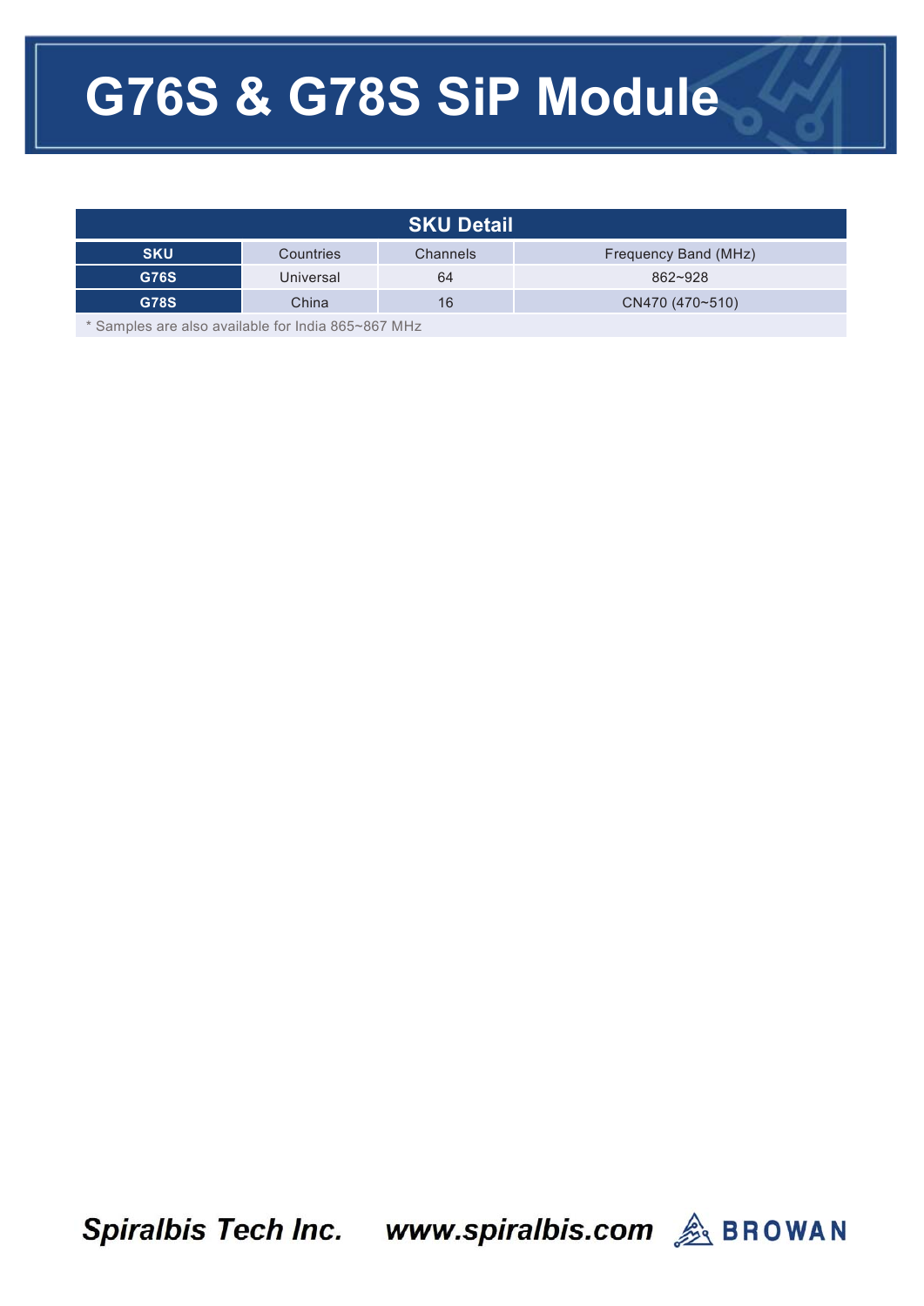# G76S & G78S SiP Module

| SKU Detail | | | |
|---|---|---|---|
| **SKU** | Countries | Channels | Frequency Band (MHz) |
| **G76S** | Universal | 64 | 862~928 |
| **G78S** | China | 16 | CN470 (470~510) |

* Samples are also available for India 865~867 MHz

Spiralbis Tech Inc. www.spiralbis.com BROWAN